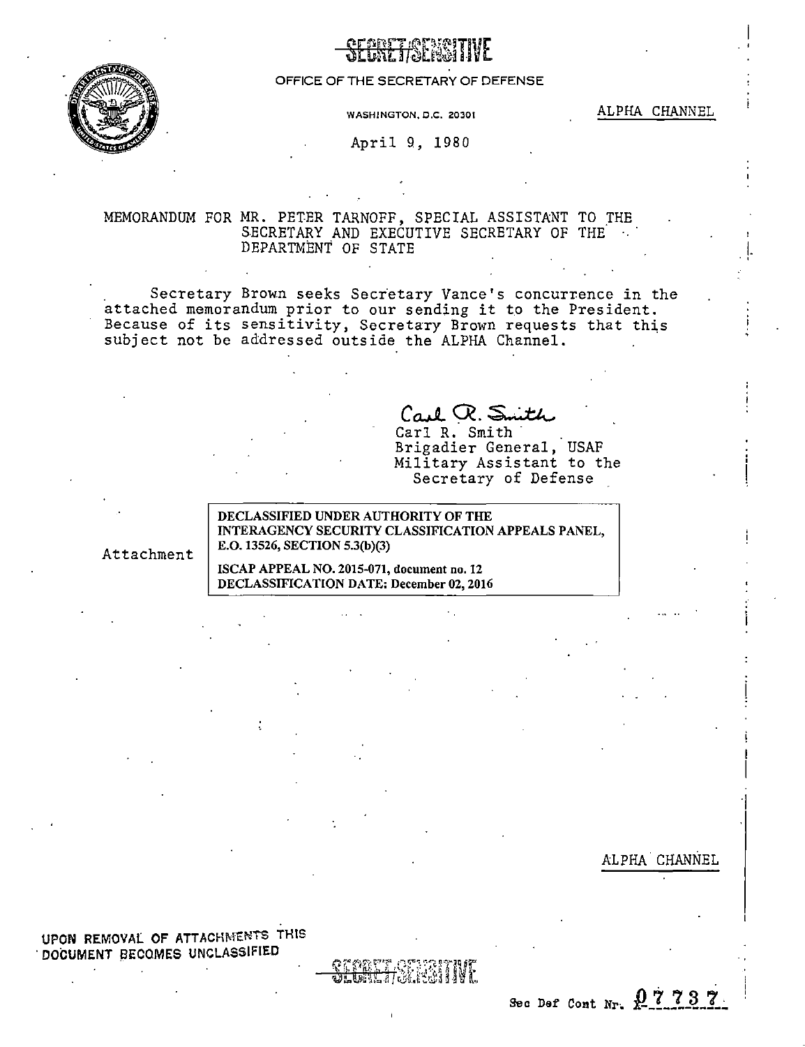SECRET/SENSITIVE

OFFICE OF THE SECRETARY OF DEFENSE

WASHINGTON, D.C. 20301

ALPHA CHANNEL

April 9, 1980

MEMORANDUM FOR MR. PETER TARNOFF, SPECIAL ASSISTANT TO THE SECRETARY AND EXECUTIVE SECRETARY OF THE DEPARTMENT OF STATE

Secretary Brown seeks Secretary Vance's concurrence in the attached memorandum prior to our sending it to the President. Because of its sensitivity, Secretary Brown requests that this subject not be addressed outside the ALPHA Channel.

Carl R. Smith

Carl R. Smith
Brigadier General, USAF
Military Assistant to the Secretary of Defense

Attachment

**DECLASSIFIED UNDER AUTHORITY OF THE INTERAGENCY SECURITY CLASSIFICATION APPEALS PANEL, E.O. 13526, SECTION 5.3(b)(3)**

**ISCAP APPEAL NO. 2015-071, document no. 12**
**DECLASSIFICATION DATE: December 02, 2016**

ALPHA CHANNEL

**UPON REMOVAL OF ATTACHMENTS THIS DOCUMENT BECOMES UNCLASSIFIED**

SECRET/SENSITIVE

Sec Def Cont Nr. 07737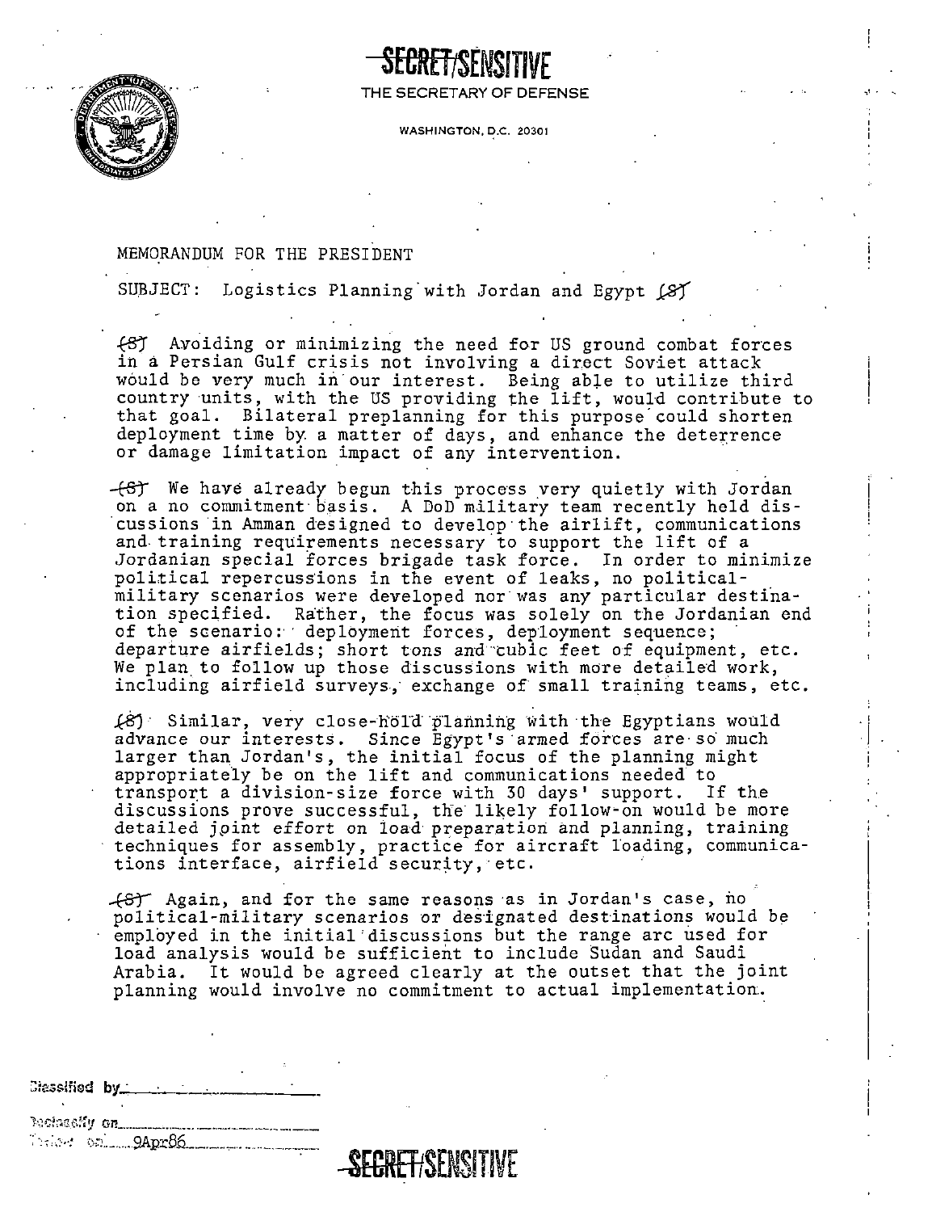SECRET/SENSITIVE

THE SECRETARY OF DEFENSE

WASHINGTON, D.C. 20301

MEMORANDUM FOR THE PRESIDENT

SUBJECT: Logistics Planning with Jordan and Egypt (S)

(S) Avoiding or minimizing the need for US ground combat forces in a Persian Gulf crisis not involving a direct Soviet attack would be very much in our interest. Being able to utilize third country units, with the US providing the lift, would contribute to that goal. Bilateral preplanning for this purpose could shorten deployment time by a matter of days, and enhance the deterrence or damage limitation impact of any intervention.

(S) We have already begun this process very quietly with Jordan on a no commitment basis. A DoD military team recently held discussions in Amman designed to develop the airlift, communications and training requirements necessary to support the lift of a Jordanian special forces brigade task force. In order to minimize political repercussions in the event of leaks, no political-military scenarios were developed nor was any particular destination specified. Rather, the focus was solely on the Jordanian end of the scenario: deployment forces, deployment sequence; departure airfields; short tons and cubic feet of equipment, etc. We plan to follow up those discussions with more detailed work, including airfield surveys, exchange of small training teams, etc.

(S) Similar, very close-hold planning with the Egyptians would advance our interests. Since Egypt's armed forces are so much larger than Jordan's, the initial focus of the planning might appropriately be on the lift and communications needed to transport a division-size force with 30 days' support. If the discussions prove successful, the likely follow-on would be more detailed joint effort on load preparation and planning, training techniques for assembly, practice for aircraft loading, communications interface, airfield security, etc.

(S) Again, and for the same reasons as in Jordan's case, no political-military scenarios or designated destinations would be employed in the initial discussions but the range arc used for load analysis would be sufficient to include Sudan and Saudi Arabia. It would be agreed clearly at the outset that the joint planning would involve no commitment to actual implementation.

Classified by\_\_\_\_\_\_\_\_\_\_

Declassify on\_\_\_\_\_\_\_\_\_\_

Dated on 9Apr86

SECRET/SENSITIVE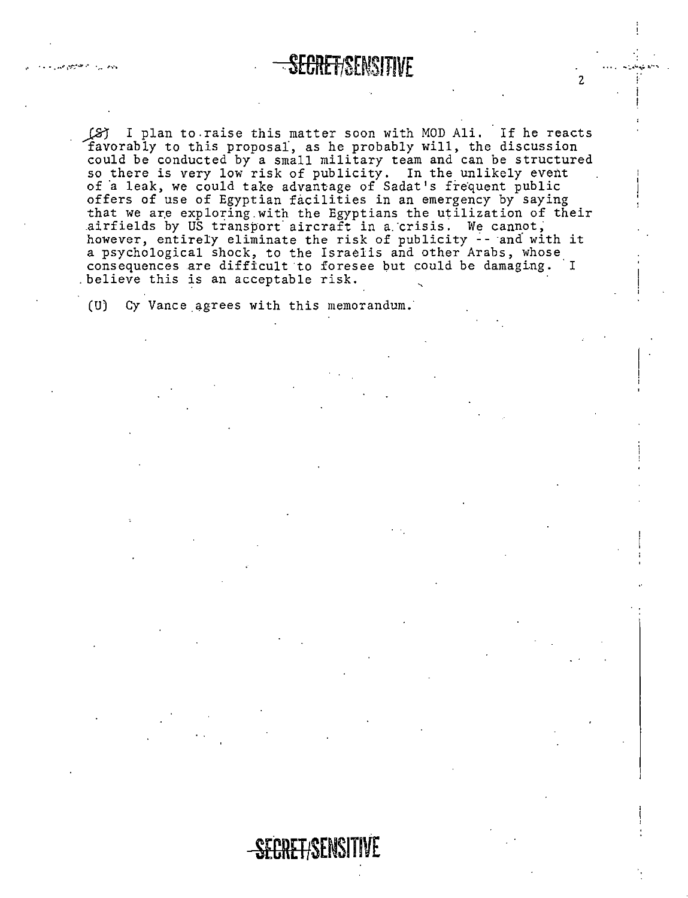~~SECRET~~/SENSITIVE

(S) I plan to raise this matter soon with MOD Ali. If he reacts favorably to this proposal, as he probably will, the discussion could be conducted by a small military team and can be structured so there is very low risk of publicity. In the unlikely event of a leak, we could take advantage of Sadat's frequent public offers of use of Egyptian facilities in an emergency by saying that we are exploring with the Egyptians the utilization of their airfields by US transport aircraft in a crisis. We cannot, however, entirely eliminate the risk of publicity -- and with it a psychological shock, to the Israelis and other Arabs, whose consequences are difficult to foresee but could be damaging. I believe this is an acceptable risk.

(U) Cy Vance agrees with this memorandum.

~~SECRET~~/SENSITIVE